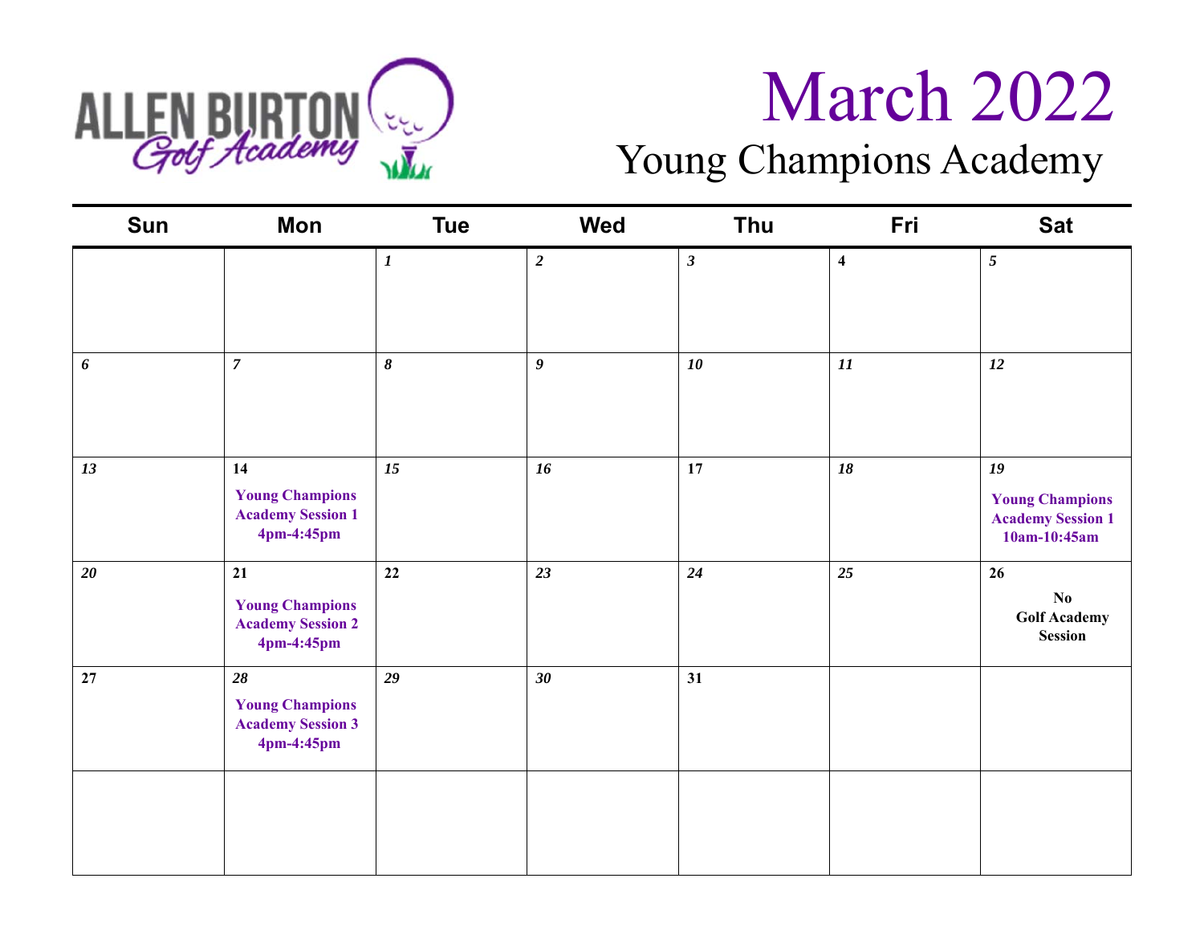ALLEN BURTON Golf Academy

# March 2022

## Young Champions Academy

| Sun | Mon | Tue | Wed | Thu | Fri | Sat |
|---|---|---|---|---|---|---|
| | | *1* | *2* | *3* | 4 | *5* |
| *6* | *7* | *8* | *9* | *10* | *11* | *12* |
| *13* | 14 **Young Champions Academy Session 1 4pm-4:45pm** | *15* | *16* | 17 | *18* | *19* **Young Champions Academy Session 1 10am-10:45am** |
| *20* | 21 **Young Champions Academy Session 2 4pm-4:45pm** | 22 | *23* | *24* | *25* | 26 **No Golf Academy Session** |
| 27 | *28* **Young Champions Academy Session 3 4pm-4:45pm** | *29* | *30* | 31 | | |
| | | | | | | |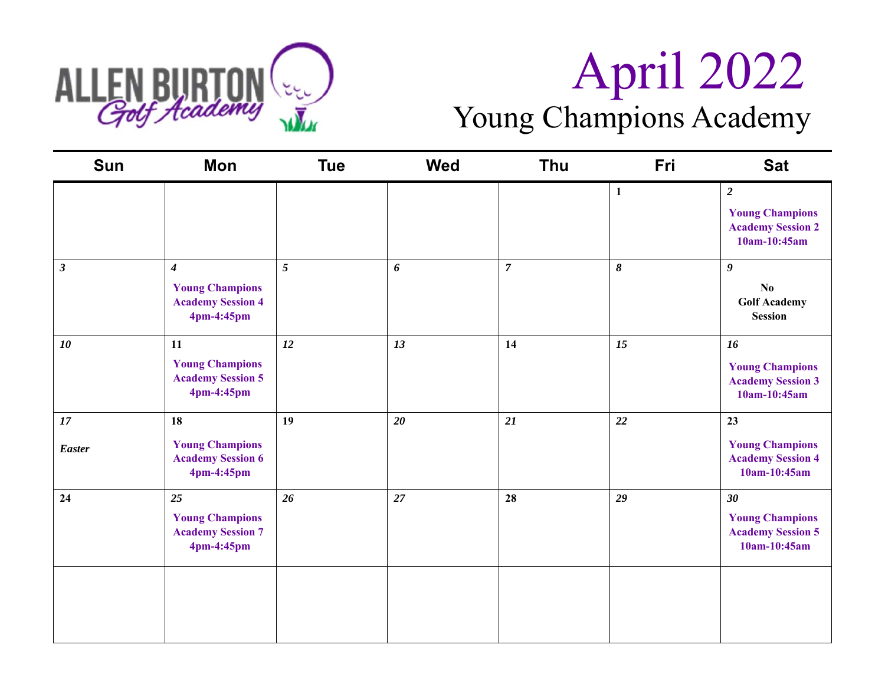ALLEN BURTON Golf Academy

# April 2022

## Young Champions Academy

| Sun | Mon | Tue | Wed | Thu | Fri | Sat |
|---|---|---|---|---|---|---|
| | | | | | 1 | 2<br>Young Champions Academy Session 2 10am-10:45am |
| 3 | 4<br>Young Champions Academy Session 4 4pm-4:45pm | 5 | 6 | 7 | 8 | 9<br>No Golf Academy Session |
| 10 | 11<br>Young Champions Academy Session 5 4pm-4:45pm | 12 | 13 | 14 | 15 | 16<br>Young Champions Academy Session 3 10am-10:45am |
| 17<br>Easter | 18<br>Young Champions Academy Session 6 4pm-4:45pm | 19 | 20 | 21 | 22 | 23<br>Young Champions Academy Session 4 10am-10:45am |
| 24 | 25<br>Young Champions Academy Session 7 4pm-4:45pm | 26 | 27 | 28 | 29 | 30<br>Young Champions Academy Session 5 10am-10:45am |
| | | | | | | |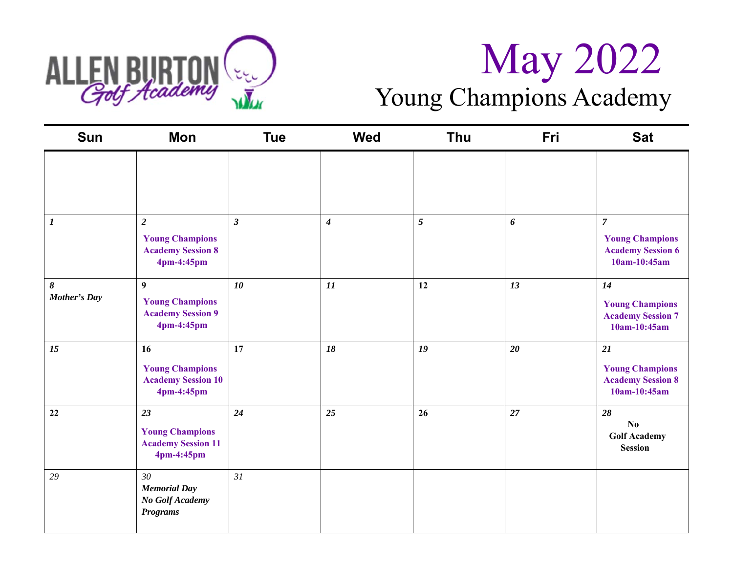ALLEN BURTON Golf Academy

# May 2022

## Young Champions Academy

| Sun | Mon | Tue | Wed | Thu | Fri | Sat |
|---|---|---|---|---|---|---|
| | | | | | | |
| *1* | *2* **Young Champions Academy Session 8 4pm-4:45pm** | *3* | *4* | *5* | *6* | *7* **Young Champions Academy Session 6 10am-10:45am** |
| *8* *Mother's Day* | 9 **Young Champions Academy Session 9 4pm-4:45pm** | *10* | *11* | 12 | *13* | *14* **Young Champions Academy Session 7 10am-10:45am** |
| *15* | 16 **Young Champions Academy Session 10 4pm-4:45pm** | 17 | *18* | *19* | *20* | *21* **Young Champions Academy Session 8 10am-10:45am** |
| 22 | *23* **Young Champions Academy Session 11 4pm-4:45pm** | *24* | *25* | 26 | *27* | *28* **No Golf Academy Session** |
| *29* | *30* ***Memorial Day No Golf Academy Programs*** | *31* | | | | |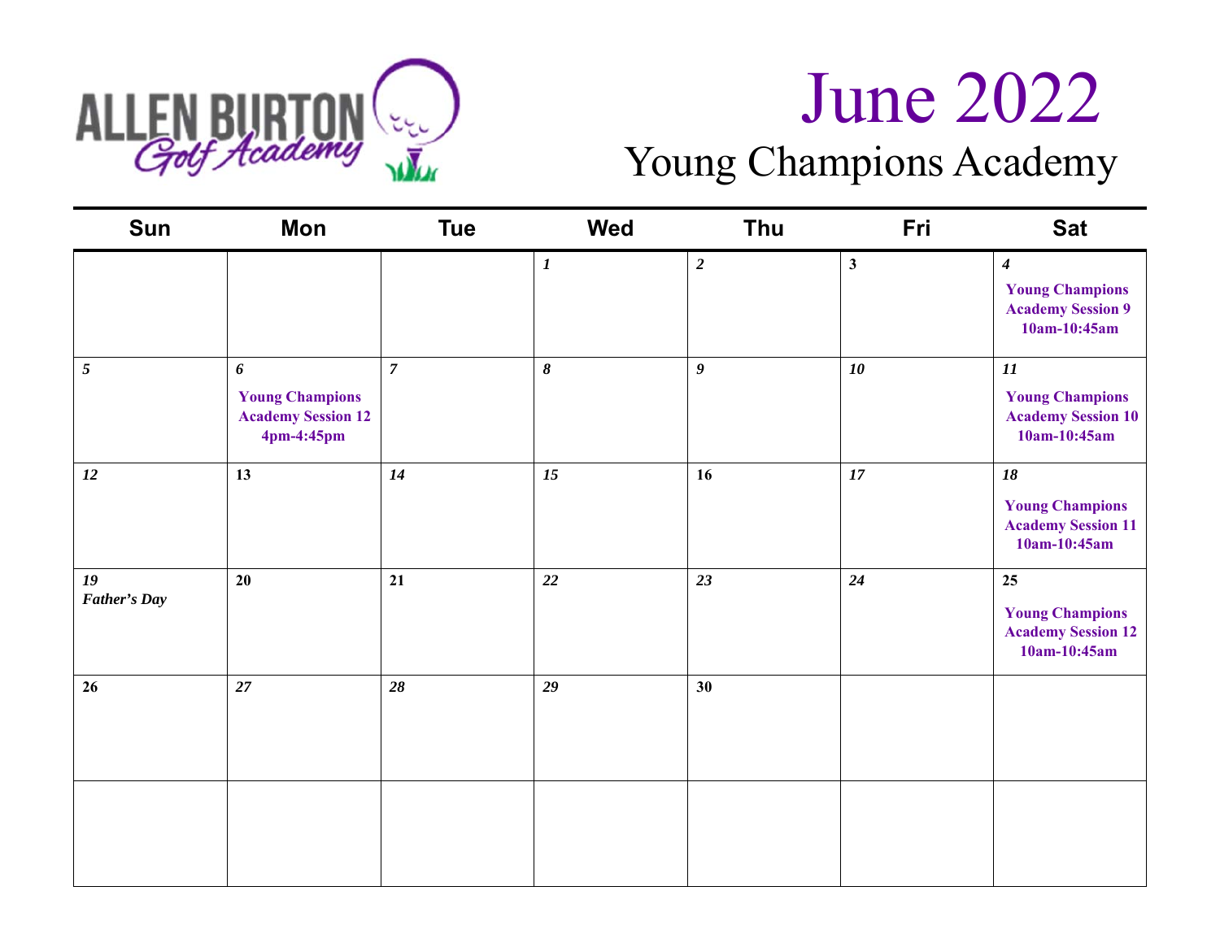ALLEN BURTON Golf Academy

# June 2022

## Young Champions Academy

| Sun | Mon | Tue | Wed | Thu | Fri | Sat |
|---|---|---|---|---|---|---|
| | | | *1* | *2* | 3 | *4* **Young Champions Academy Session 9 10am-10:45am** |
| *5* | *6* **Young Champions Academy Session 12 4pm-4:45pm** | *7* | *8* | *9* | *10* | *11* **Young Champions Academy Session 10 10am-10:45am** |
| *12* | 13 | *14* | *15* | 16 | *17* | *18* **Young Champions Academy Session 11 10am-10:45am** |
| *19* *Father's Day* | 20 | 21 | *22* | *23* | *24* | 25 **Young Champions Academy Session 12 10am-10:45am** |
| 26 | *27* | *28* | *29* | 30 | | |
| | | | | | | |